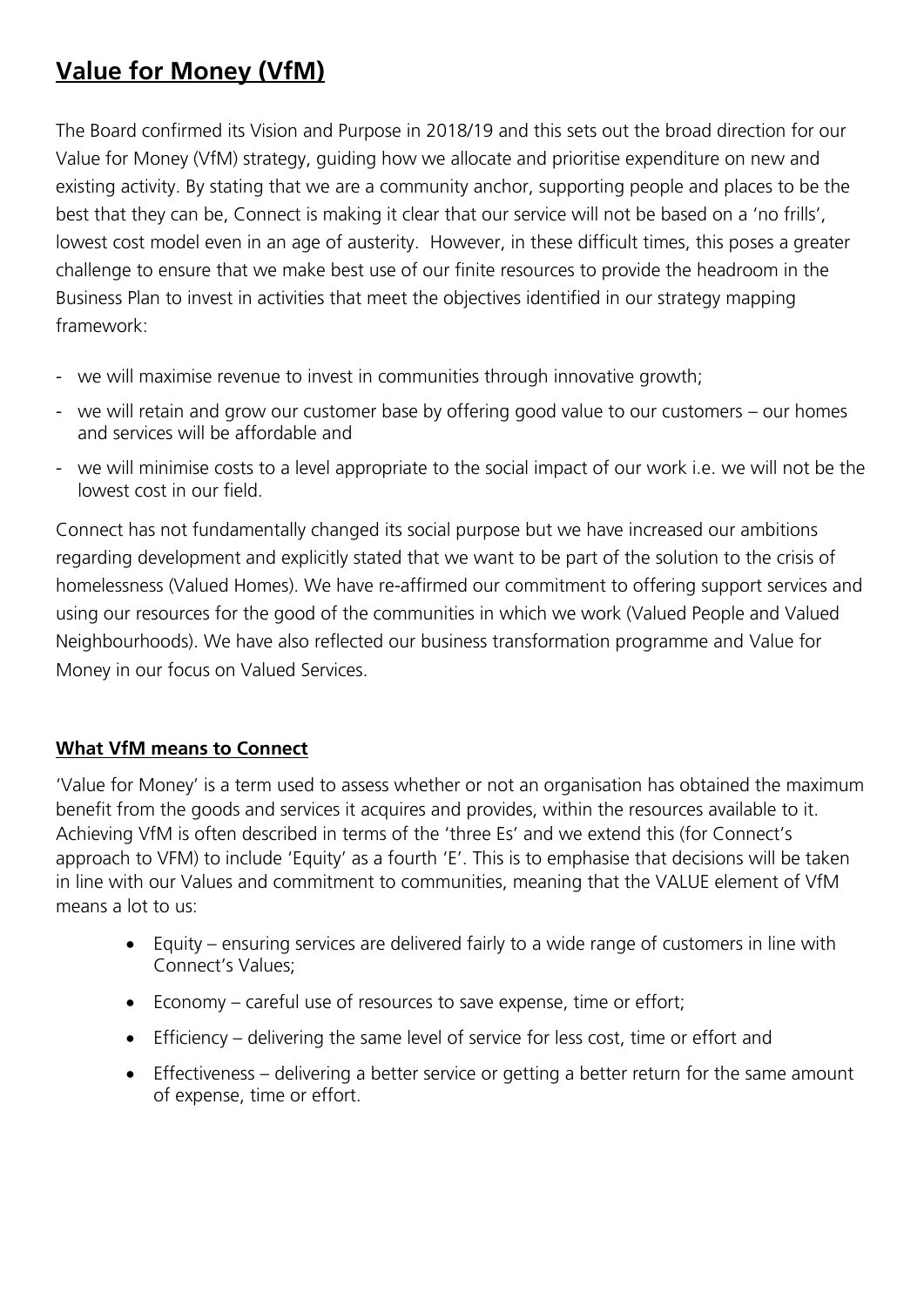# Value for Money (VfM)

The Board confirmed its Vision and Purpose in 2018/19 and this sets out the broad direction for our Value for Money (VfM) strategy, guiding how we allocate and prioritise expenditure on new and existing activity. By stating that we are a community anchor, supporting people and places to be the best that they can be, Connect is making it clear that our service will not be based on a 'no frills', lowest cost model even in an age of austerity. However, in these difficult times, this poses a greater challenge to ensure that we make best use of our finite resources to provide the headroom in the Business Plan to invest in activities that meet the objectives identified in our strategy mapping framework:

- we will maximise revenue to invest in communities through innovative growth;
- we will retain and grow our customer base by offering good value to our customers – our homes and services will be affordable and
- we will minimise costs to a level appropriate to the social impact of our work i.e. we will not be the lowest cost in our field.

Connect has not fundamentally changed its social purpose but we have increased our ambitions regarding development and explicitly stated that we want to be part of the solution to the crisis of homelessness (Valued Homes). We have re-affirmed our commitment to offering support services and using our resources for the good of the communities in which we work (Valued People and Valued Neighbourhoods). We have also reflected our business transformation programme and Value for Money in our focus on Valued Services.

## What VfM means to Connect

'Value for Money' is a term used to assess whether or not an organisation has obtained the maximum benefit from the goods and services it acquires and provides, within the resources available to it. Achieving VfM is often described in terms of the 'three Es' and we extend this (for Connect's approach to VFM) to include 'Equity' as a fourth 'E'. This is to emphasise that decisions will be taken in line with our Values and commitment to communities, meaning that the VALUE element of VfM means a lot to us:

- Equity – ensuring services are delivered fairly to a wide range of customers in line with Connect's Values;
- Economy – careful use of resources to save expense, time or effort;
- Efficiency – delivering the same level of service for less cost, time or effort and
- Effectiveness – delivering a better service or getting a better return for the same amount of expense, time or effort.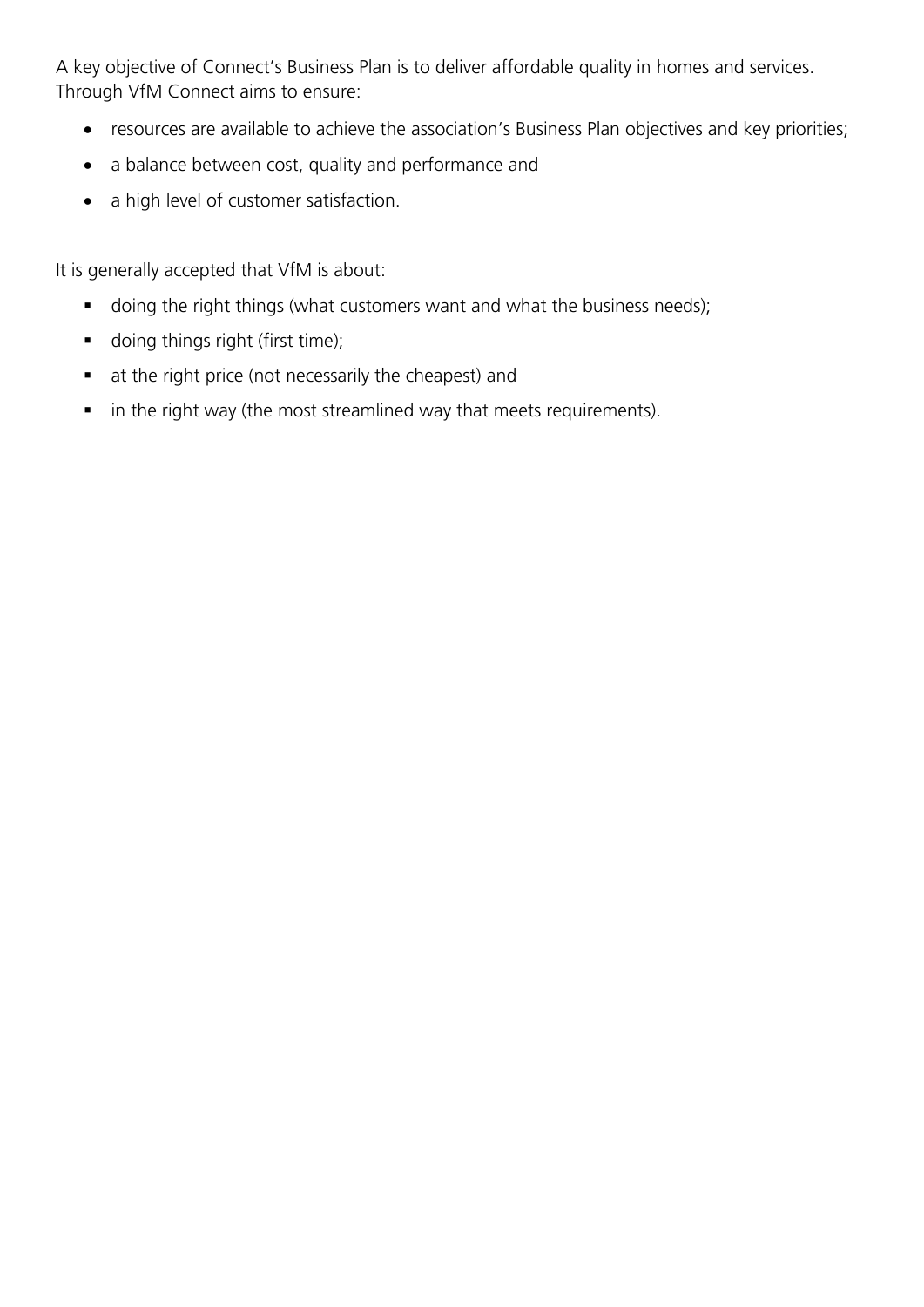A key objective of Connect's Business Plan is to deliver affordable quality in homes and services. Through VfM Connect aims to ensure:

- resources are available to achieve the association's Business Plan objectives and key priorities;
- a balance between cost, quality and performance and
- a high level of customer satisfaction.

It is generally accepted that VfM is about:

- doing the right things (what customers want and what the business needs);
- doing things right (first time);
- at the right price (not necessarily the cheapest) and
- in the right way (the most streamlined way that meets requirements).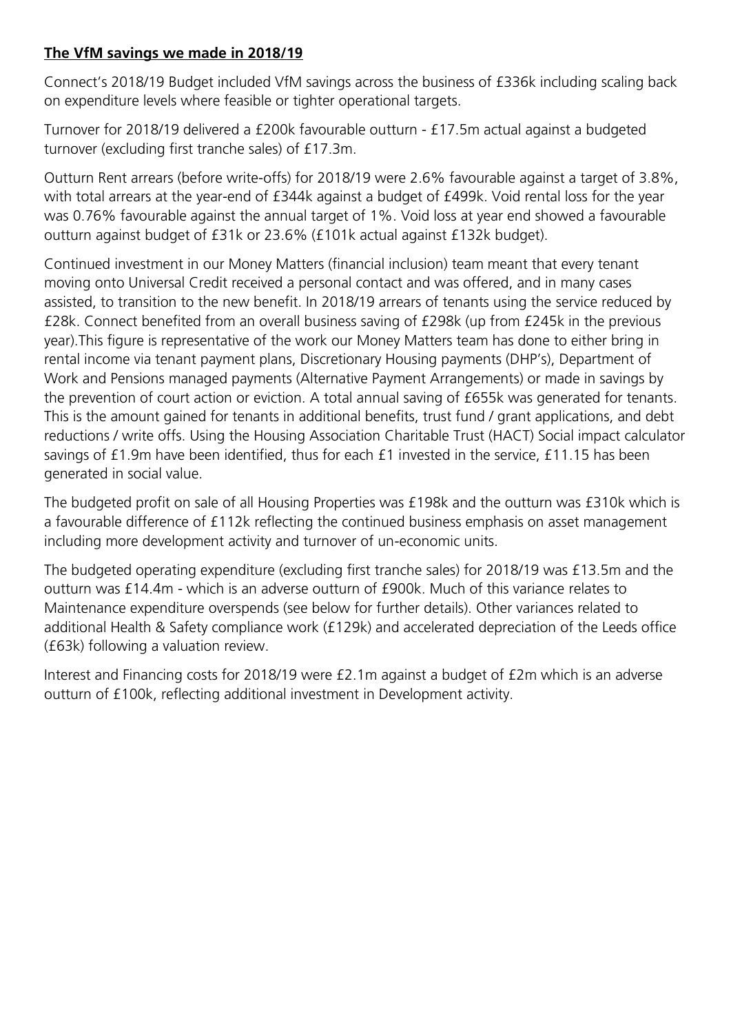**The VfM savings we made in 2018/19**

Connect's 2018/19 Budget included VfM savings across the business of £336k including scaling back on expenditure levels where feasible or tighter operational targets.

Turnover for 2018/19 delivered a £200k favourable outturn - £17.5m actual against a budgeted turnover (excluding first tranche sales) of £17.3m.

Outturn Rent arrears (before write-offs) for 2018/19 were 2.6% favourable against a target of 3.8%, with total arrears at the year-end of £344k against a budget of £499k. Void rental loss for the year was 0.76% favourable against the annual target of 1%. Void loss at year end showed a favourable outturn against budget of £31k or 23.6% (£101k actual against £132k budget).

Continued investment in our Money Matters (financial inclusion) team meant that every tenant moving onto Universal Credit received a personal contact and was offered, and in many cases assisted, to transition to the new benefit. In 2018/19 arrears of tenants using the service reduced by £28k. Connect benefited from an overall business saving of £298k (up from £245k in the previous year).This figure is representative of the work our Money Matters team has done to either bring in rental income via tenant payment plans, Discretionary Housing payments (DHP's), Department of Work and Pensions managed payments (Alternative Payment Arrangements) or made in savings by the prevention of court action or eviction. A total annual saving of £655k was generated for tenants. This is the amount gained for tenants in additional benefits, trust fund / grant applications, and debt reductions / write offs. Using the Housing Association Charitable Trust (HACT) Social impact calculator savings of £1.9m have been identified, thus for each £1 invested in the service, £11.15 has been generated in social value.

The budgeted profit on sale of all Housing Properties was £198k and the outturn was £310k which is a favourable difference of £112k reflecting the continued business emphasis on asset management including more development activity and turnover of un-economic units.

The budgeted operating expenditure (excluding first tranche sales) for 2018/19 was £13.5m and the outturn was £14.4m - which is an adverse outturn of £900k. Much of this variance relates to Maintenance expenditure overspends (see below for further details). Other variances related to additional Health & Safety compliance work (£129k) and accelerated depreciation of the Leeds office (£63k) following a valuation review.

Interest and Financing costs for 2018/19 were £2.1m against a budget of £2m which is an adverse outturn of £100k, reflecting additional investment in Development activity.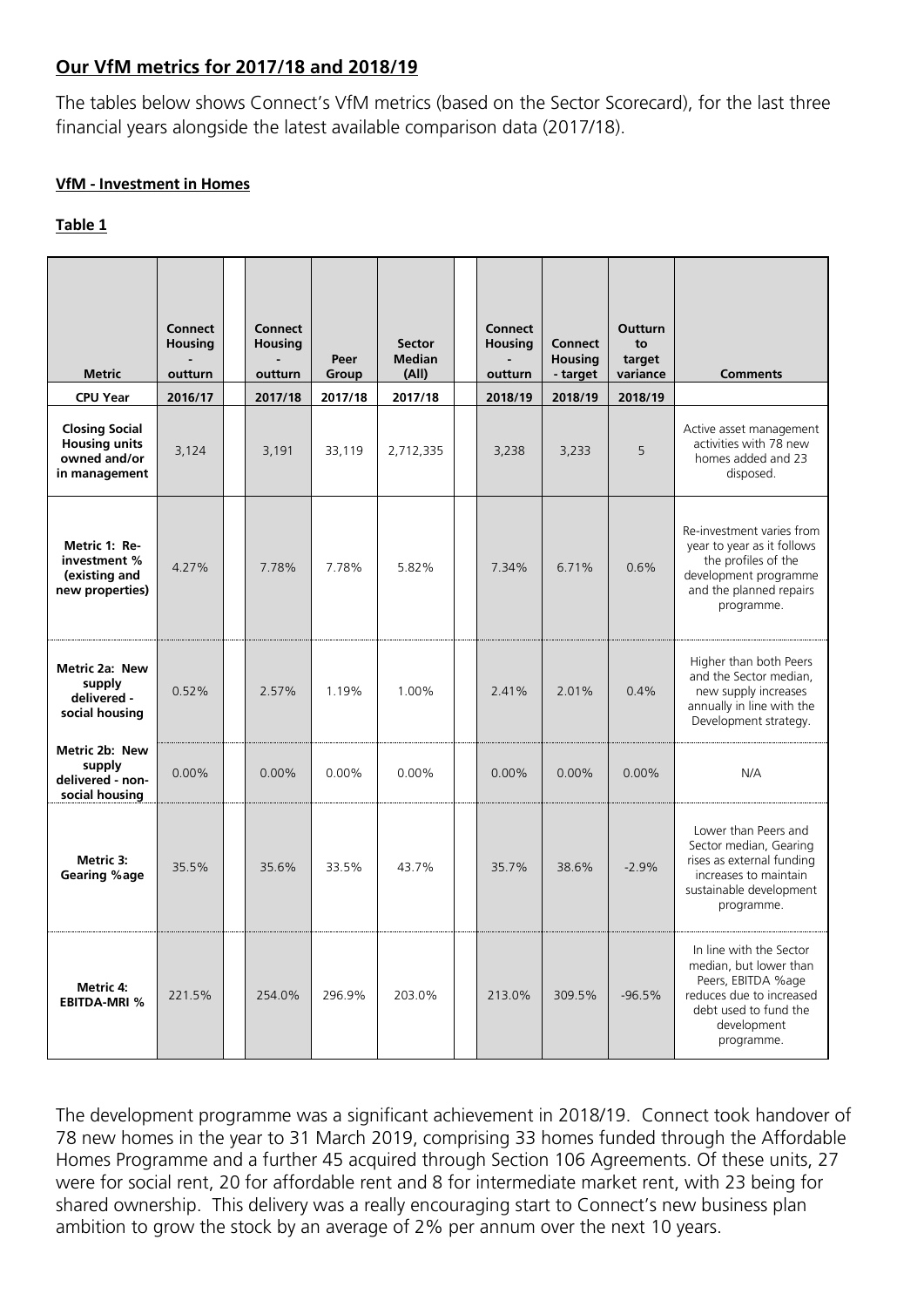## Our VfM metrics for 2017/18 and 2018/19

The tables below shows Connect's VfM metrics (based on the Sector Scorecard), for the last three financial years alongside the latest available comparison data (2017/18).

**VfM - Investment in Homes**

**Table 1**

| Metric | Connect Housing - outturn | Connect Housing - outturn | Peer Group | Sector Median (All) | Connect Housing - outturn | Connect Housing - target | Outturn to target variance | Comments |
|---|---|---|---|---|---|---|---|---|
| **CPU Year** | **2016/17** | **2017/18** | **2017/18** | **2017/18** | **2018/19** | **2018/19** | **2018/19** | |
| **Closing Social Housing units owned and/or in management** | 3,124 | 3,191 | 33,119 | 2,712,335 | 3,238 | 3,233 | 5 | Active asset management activities with 78 new homes added and 23 disposed. |
| **Metric 1: Re-investment % (existing and new properties)** | 4.27% | 7.78% | 7.78% | 5.82% | 7.34% | 6.71% | 0.6% | Re-investment varies from year to year as it follows the profiles of the development programme and the planned repairs programme. |
| **Metric 2a: New supply delivered - social housing** | 0.52% | 2.57% | 1.19% | 1.00% | 2.41% | 2.01% | 0.4% | Higher than both Peers and the Sector median, new supply increases annually in line with the Development strategy. |
| **Metric 2b: New supply delivered - non-social housing** | 0.00% | 0.00% | 0.00% | 0.00% | 0.00% | 0.00% | 0.00% | N/A |
| **Metric 3: Gearing %age** | 35.5% | 35.6% | 33.5% | 43.7% | 35.7% | 38.6% | -2.9% | Lower than Peers and Sector median, Gearing rises as external funding increases to maintain sustainable development programme. |
| **Metric 4: EBITDA-MRI %** | 221.5% | 254.0% | 296.9% | 203.0% | 213.0% | 309.5% | -96.5% | In line with the Sector median, but lower than Peers, EBITDA %age reduces due to increased debt used to fund the development programme. |

The development programme was a significant achievement in 2018/19. Connect took handover of 78 new homes in the year to 31 March 2019, comprising 33 homes funded through the Affordable Homes Programme and a further 45 acquired through Section 106 Agreements. Of these units, 27 were for social rent, 20 for affordable rent and 8 for intermediate market rent, with 23 being for shared ownership. This delivery was a really encouraging start to Connect's new business plan ambition to grow the stock by an average of 2% per annum over the next 10 years.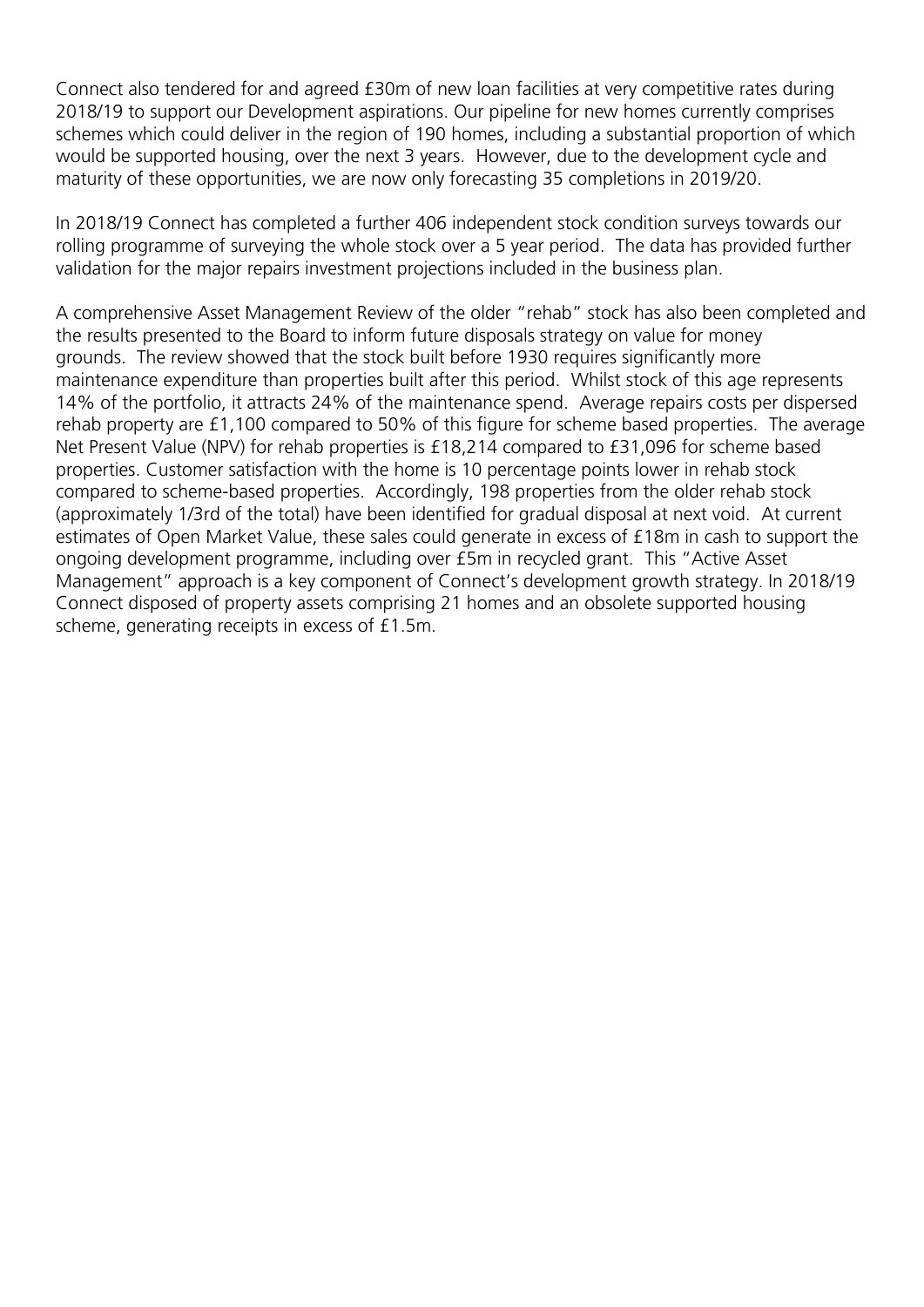Connect also tendered for and agreed £30m of new loan facilities at very competitive rates during 2018/19 to support our Development aspirations. Our pipeline for new homes currently comprises schemes which could deliver in the region of 190 homes, including a substantial proportion of which would be supported housing, over the next 3 years. However, due to the development cycle and maturity of these opportunities, we are now only forecasting 35 completions in 2019/20.

In 2018/19 Connect has completed a further 406 independent stock condition surveys towards our rolling programme of surveying the whole stock over a 5 year period. The data has provided further validation for the major repairs investment projections included in the business plan.

A comprehensive Asset Management Review of the older "rehab" stock has also been completed and the results presented to the Board to inform future disposals strategy on value for money grounds. The review showed that the stock built before 1930 requires significantly more maintenance expenditure than properties built after this period. Whilst stock of this age represents 14% of the portfolio, it attracts 24% of the maintenance spend. Average repairs costs per dispersed rehab property are £1,100 compared to 50% of this figure for scheme based properties. The average Net Present Value (NPV) for rehab properties is £18,214 compared to £31,096 for scheme based properties. Customer satisfaction with the home is 10 percentage points lower in rehab stock compared to scheme-based properties. Accordingly, 198 properties from the older rehab stock (approximately 1/3rd of the total) have been identified for gradual disposal at next void. At current estimates of Open Market Value, these sales could generate in excess of £18m in cash to support the ongoing development programme, including over £5m in recycled grant. This "Active Asset Management" approach is a key component of Connect's development growth strategy. In 2018/19 Connect disposed of property assets comprising 21 homes and an obsolete supported housing scheme, generating receipts in excess of £1.5m.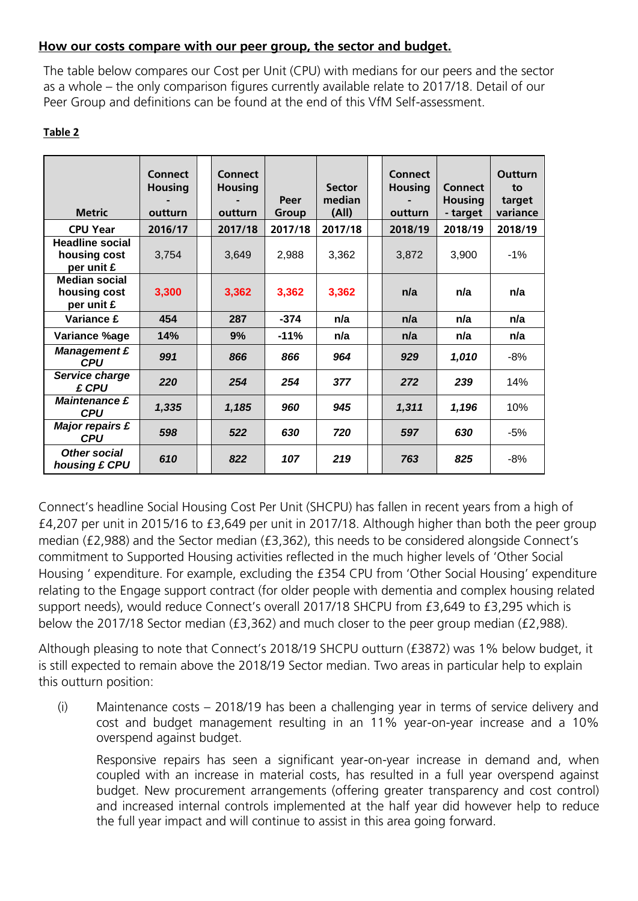**How our costs compare with our peer group, the sector and budget.**

The table below compares our Cost per Unit (CPU) with medians for our peers and the sector as a whole – the only comparison figures currently available relate to 2017/18. Detail of our Peer Group and definitions can be found at the end of this VfM Self-assessment.

**Table 2**

| Metric | Connect Housing - outturn | Connect Housing - outturn | Peer Group | Sector median (All) | Connect Housing - outturn | Connect Housing - target | Outturn to target variance |
|---|---|---|---|---|---|---|---|
| **CPU Year** | **2016/17** | **2017/18** | **2017/18** | **2017/18** | **2018/19** | **2018/19** | **2018/19** |
| **Headline social housing cost per unit £** | 3,754 | 3,649 | 2,988 | 3,362 | 3,872 | 3,900 | -1% |
| **Median social housing cost per unit £** | **3,300** | **3,362** | **3,362** | **3,362** | **n/a** | **n/a** | **n/a** |
| **Variance £** | **454** | **287** | **-374** | **n/a** | **n/a** | **n/a** | **n/a** |
| **Variance %age** | **14%** | **9%** | **-11%** | **n/a** | **n/a** | **n/a** | **n/a** |
| ***Management £ CPU*** | ***991*** | ***866*** | ***866*** | ***964*** | ***929*** | ***1,010*** | -8% |
| ***Service charge £ CPU*** | ***220*** | ***254*** | ***254*** | ***377*** | ***272*** | ***239*** | 14% |
| ***Maintenance £ CPU*** | ***1,335*** | ***1,185*** | ***960*** | ***945*** | ***1,311*** | ***1,196*** | 10% |
| ***Major repairs £ CPU*** | ***598*** | ***522*** | ***630*** | ***720*** | ***597*** | ***630*** | -5% |
| ***Other social housing £ CPU*** | ***610*** | ***822*** | ***107*** | ***219*** | ***763*** | ***825*** | -8% |

Connect's headline Social Housing Cost Per Unit (SHCPU) has fallen in recent years from a high of £4,207 per unit in 2015/16 to £3,649 per unit in 2017/18. Although higher than both the peer group median (£2,988) and the Sector median (£3,362), this needs to be considered alongside Connect's commitment to Supported Housing activities reflected in the much higher levels of 'Other Social Housing ' expenditure. For example, excluding the £354 CPU from 'Other Social Housing' expenditure relating to the Engage support contract (for older people with dementia and complex housing related support needs), would reduce Connect's overall 2017/18 SHCPU from £3,649 to £3,295 which is below the 2017/18 Sector median (£3,362) and much closer to the peer group median (£2,988).

Although pleasing to note that Connect's 2018/19 SHCPU outturn (£3872) was 1% below budget, it is still expected to remain above the 2018/19 Sector median. Two areas in particular help to explain this outturn position:

(i) Maintenance costs – 2018/19 has been a challenging year in terms of service delivery and cost and budget management resulting in an 11% year-on-year increase and a 10% overspend against budget.

Responsive repairs has seen a significant year-on-year increase in demand and, when coupled with an increase in material costs, has resulted in a full year overspend against budget. New procurement arrangements (offering greater transparency and cost control) and increased internal controls implemented at the half year did however help to reduce the full year impact and will continue to assist in this area going forward.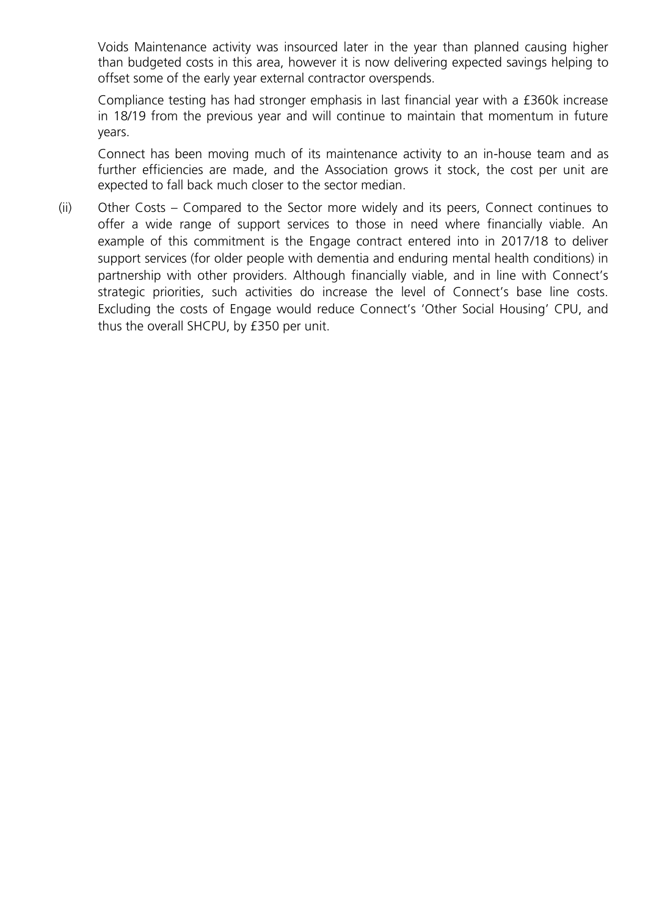Voids Maintenance activity was insourced later in the year than planned causing higher than budgeted costs in this area, however it is now delivering expected savings helping to offset some of the early year external contractor overspends.

Compliance testing has had stronger emphasis in last financial year with a £360k increase in 18/19 from the previous year and will continue to maintain that momentum in future years.

Connect has been moving much of its maintenance activity to an in-house team and as further efficiencies are made, and the Association grows it stock, the cost per unit are expected to fall back much closer to the sector median.

(ii) Other Costs – Compared to the Sector more widely and its peers, Connect continues to offer a wide range of support services to those in need where financially viable. An example of this commitment is the Engage contract entered into in 2017/18 to deliver support services (for older people with dementia and enduring mental health conditions) in partnership with other providers. Although financially viable, and in line with Connect's strategic priorities, such activities do increase the level of Connect's base line costs. Excluding the costs of Engage would reduce Connect's 'Other Social Housing' CPU, and thus the overall SHCPU, by £350 per unit.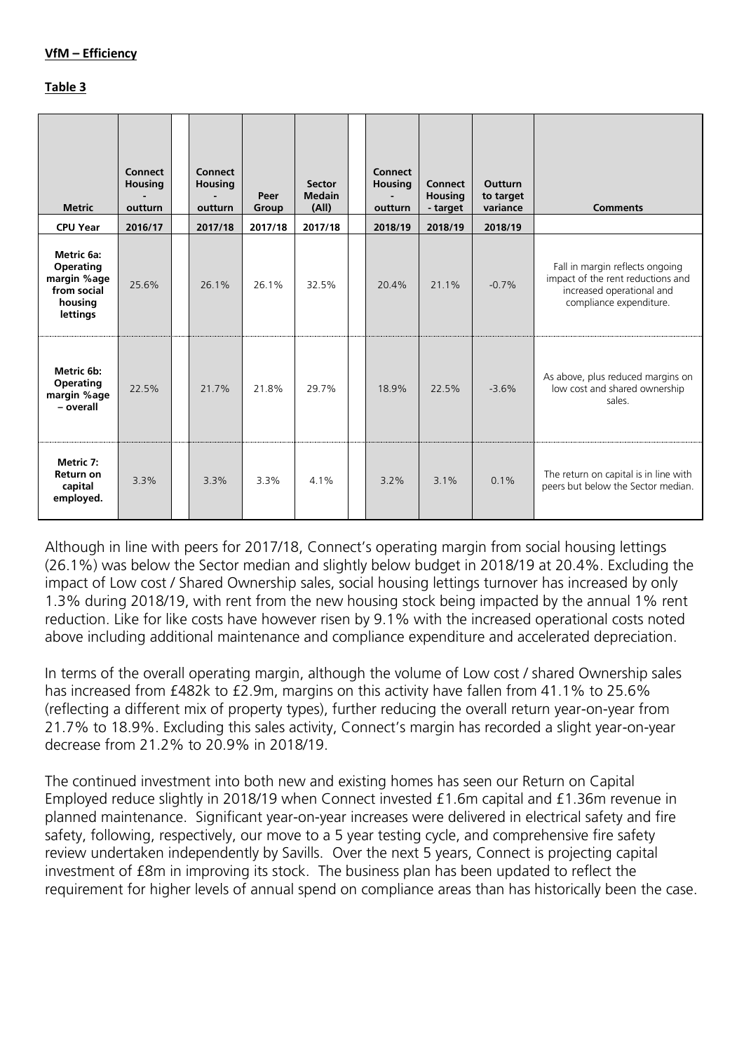**VfM – Efficiency**

**Table 3**

| Metric | Connect Housing - outturn | Connect Housing - outturn | Peer Group | Sector Medain (All) | Connect Housing - outturn | Connect Housing - target | Outturn to target variance | Comments |
|---|---|---|---|---|---|---|---|---|
| **CPU Year** | **2016/17** | **2017/18** | **2017/18** | **2017/18** | **2018/19** | **2018/19** | **2018/19** | |
| **Metric 6a: Operating margin %age from social housing lettings** | 25.6% | 26.1% | 26.1% | 32.5% | 20.4% | 21.1% | -0.7% | Fall in margin reflects ongoing impact of the rent reductions and increased operational and compliance expenditure. |
| **Metric 6b: Operating margin %age – overall** | 22.5% | 21.7% | 21.8% | 29.7% | 18.9% | 22.5% | -3.6% | As above, plus reduced margins on low cost and shared ownership sales. |
| **Metric 7: Return on capital employed.** | 3.3% | 3.3% | 3.3% | 4.1% | 3.2% | 3.1% | 0.1% | The return on capital is in line with peers but below the Sector median. |

Although in line with peers for 2017/18, Connect's operating margin from social housing lettings (26.1%) was below the Sector median and slightly below budget in 2018/19 at 20.4%. Excluding the impact of Low cost / Shared Ownership sales, social housing lettings turnover has increased by only 1.3% during 2018/19, with rent from the new housing stock being impacted by the annual 1% rent reduction. Like for like costs have however risen by 9.1% with the increased operational costs noted above including additional maintenance and compliance expenditure and accelerated depreciation.

In terms of the overall operating margin, although the volume of Low cost / shared Ownership sales has increased from £482k to £2.9m, margins on this activity have fallen from 41.1% to 25.6% (reflecting a different mix of property types), further reducing the overall return year-on-year from 21.7% to 18.9%. Excluding this sales activity, Connect's margin has recorded a slight year-on-year decrease from 21.2% to 20.9% in 2018/19.

The continued investment into both new and existing homes has seen our Return on Capital Employed reduce slightly in 2018/19 when Connect invested £1.6m capital and £1.36m revenue in planned maintenance. Significant year-on-year increases were delivered in electrical safety and fire safety, following, respectively, our move to a 5 year testing cycle, and comprehensive fire safety review undertaken independently by Savills. Over the next 5 years, Connect is projecting capital investment of £8m in improving its stock. The business plan has been updated to reflect the requirement for higher levels of annual spend on compliance areas than has historically been the case.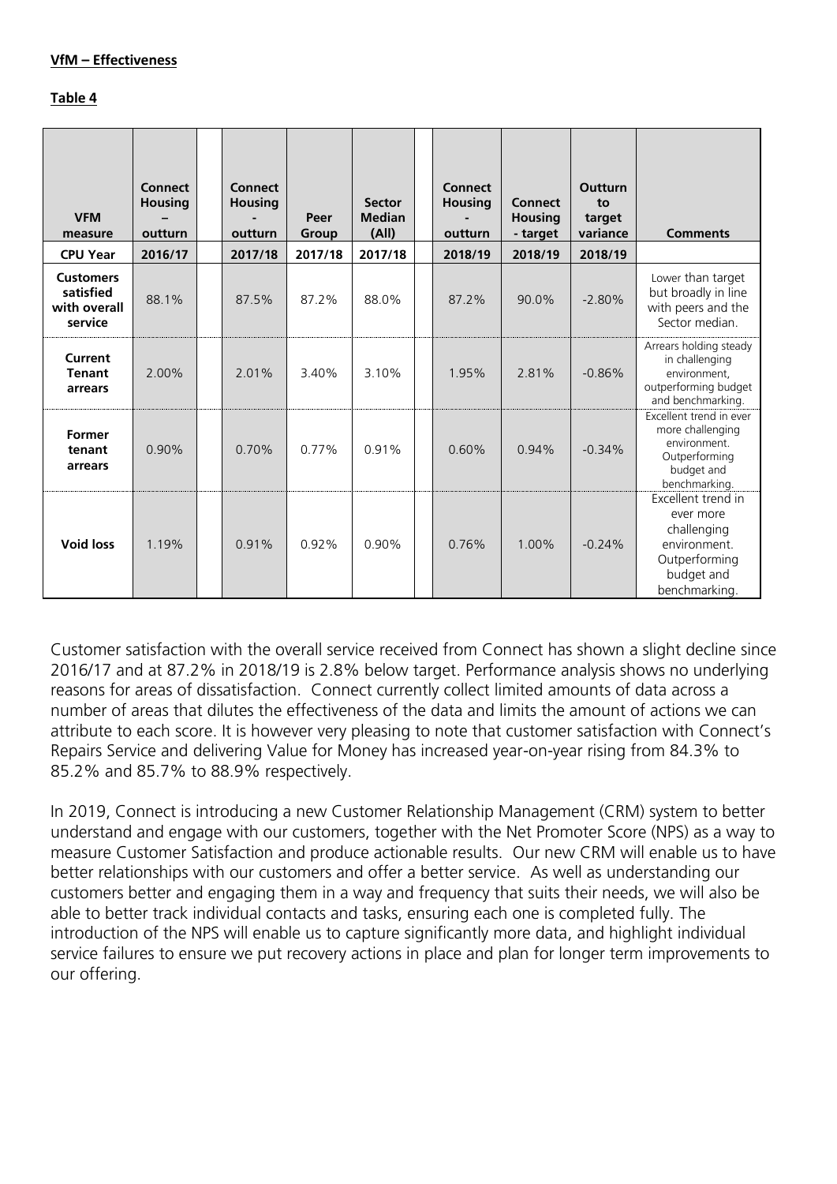**VfM – Effectiveness**

**Table 4**

| VFM measure | Connect Housing – outturn | Connect Housing - outturn | Peer Group | Sector Median (All) | Connect Housing - outturn | Connect Housing - target | Outturn to target variance | Comments |
|---|---|---|---|---|---|---|---|---|
| **CPU Year** | **2016/17** | **2017/18** | **2017/18** | **2017/18** | **2018/19** | **2018/19** | **2018/19** | |
| **Customers satisfied with overall service** | 88.1% | 87.5% | 87.2% | 88.0% | 87.2% | 90.0% | -2.80% | Lower than target but broadly in line with peers and the Sector median. |
| **Current Tenant arrears** | 2.00% | 2.01% | 3.40% | 3.10% | 1.95% | 2.81% | -0.86% | Arrears holding steady in challenging environment, outperforming budget and benchmarking. |
| **Former tenant arrears** | 0.90% | 0.70% | 0.77% | 0.91% | 0.60% | 0.94% | -0.34% | Excellent trend in ever more challenging environment. Outperforming budget and benchmarking. |
| **Void loss** | 1.19% | 0.91% | 0.92% | 0.90% | 0.76% | 1.00% | -0.24% | Excellent trend in ever more challenging environment. Outperforming budget and benchmarking. |

Customer satisfaction with the overall service received from Connect has shown a slight decline since 2016/17 and at 87.2% in 2018/19 is 2.8% below target. Performance analysis shows no underlying reasons for areas of dissatisfaction. Connect currently collect limited amounts of data across a number of areas that dilutes the effectiveness of the data and limits the amount of actions we can attribute to each score. It is however very pleasing to note that customer satisfaction with Connect's Repairs Service and delivering Value for Money has increased year-on-year rising from 84.3% to 85.2% and 85.7% to 88.9% respectively.

In 2019, Connect is introducing a new Customer Relationship Management (CRM) system to better understand and engage with our customers, together with the Net Promoter Score (NPS) as a way to measure Customer Satisfaction and produce actionable results. Our new CRM will enable us to have better relationships with our customers and offer a better service. As well as understanding our customers better and engaging them in a way and frequency that suits their needs, we will also be able to better track individual contacts and tasks, ensuring each one is completed fully. The introduction of the NPS will enable us to capture significantly more data, and highlight individual service failures to ensure we put recovery actions in place and plan for longer term improvements to our offering.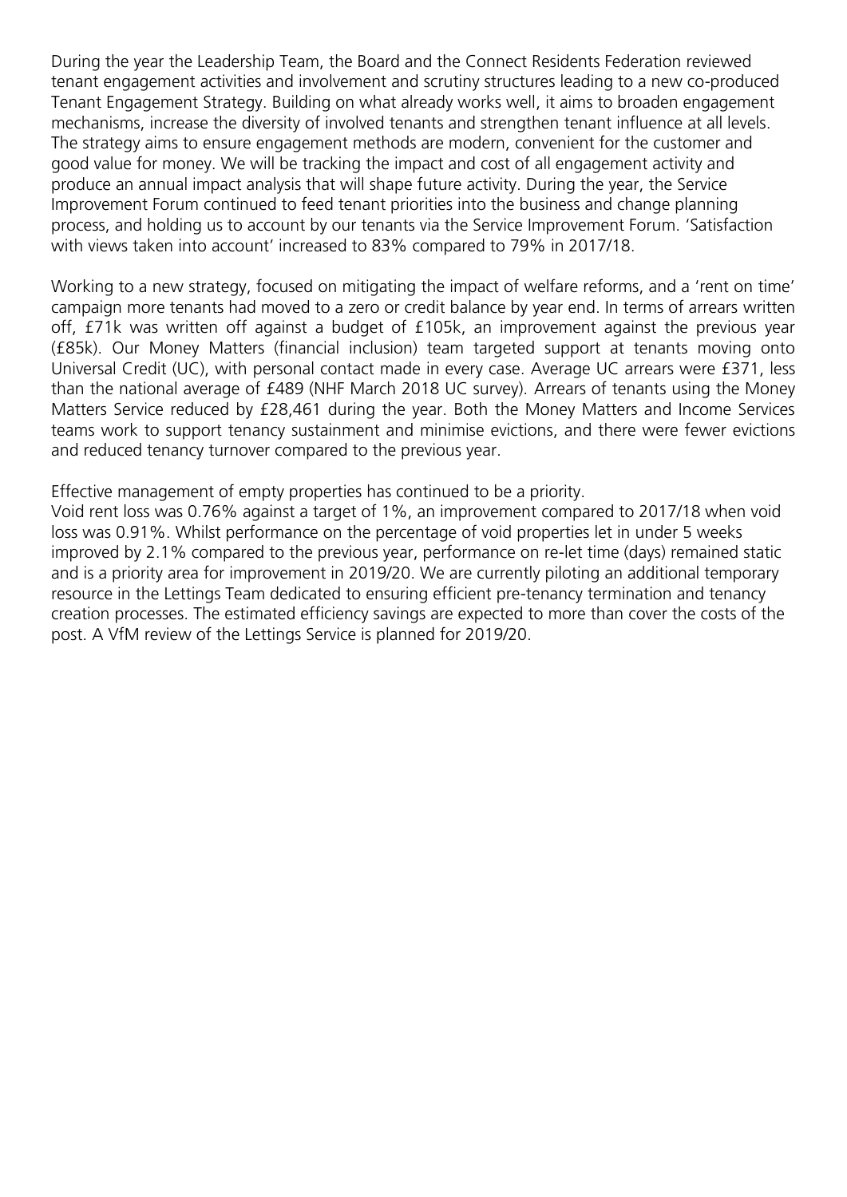During the year the Leadership Team, the Board and the Connect Residents Federation reviewed tenant engagement activities and involvement and scrutiny structures leading to a new co-produced Tenant Engagement Strategy. Building on what already works well, it aims to broaden engagement mechanisms, increase the diversity of involved tenants and strengthen tenant influence at all levels. The strategy aims to ensure engagement methods are modern, convenient for the customer and good value for money. We will be tracking the impact and cost of all engagement activity and produce an annual impact analysis that will shape future activity. During the year, the Service Improvement Forum continued to feed tenant priorities into the business and change planning process, and holding us to account by our tenants via the Service Improvement Forum. 'Satisfaction with views taken into account' increased to 83% compared to 79% in 2017/18.

Working to a new strategy, focused on mitigating the impact of welfare reforms, and a 'rent on time' campaign more tenants had moved to a zero or credit balance by year end. In terms of arrears written off, £71k was written off against a budget of £105k, an improvement against the previous year (£85k). Our Money Matters (financial inclusion) team targeted support at tenants moving onto Universal Credit (UC), with personal contact made in every case. Average UC arrears were £371, less than the national average of £489 (NHF March 2018 UC survey). Arrears of tenants using the Money Matters Service reduced by £28,461 during the year. Both the Money Matters and Income Services teams work to support tenancy sustainment and minimise evictions, and there were fewer evictions and reduced tenancy turnover compared to the previous year.

Effective management of empty properties has continued to be a priority.
Void rent loss was 0.76% against a target of 1%, an improvement compared to 2017/18 when void loss was 0.91%. Whilst performance on the percentage of void properties let in under 5 weeks improved by 2.1% compared to the previous year, performance on re-let time (days) remained static and is a priority area for improvement in 2019/20. We are currently piloting an additional temporary resource in the Lettings Team dedicated to ensuring efficient pre-tenancy termination and tenancy creation processes. The estimated efficiency savings are expected to more than cover the costs of the post. A VfM review of the Lettings Service is planned for 2019/20.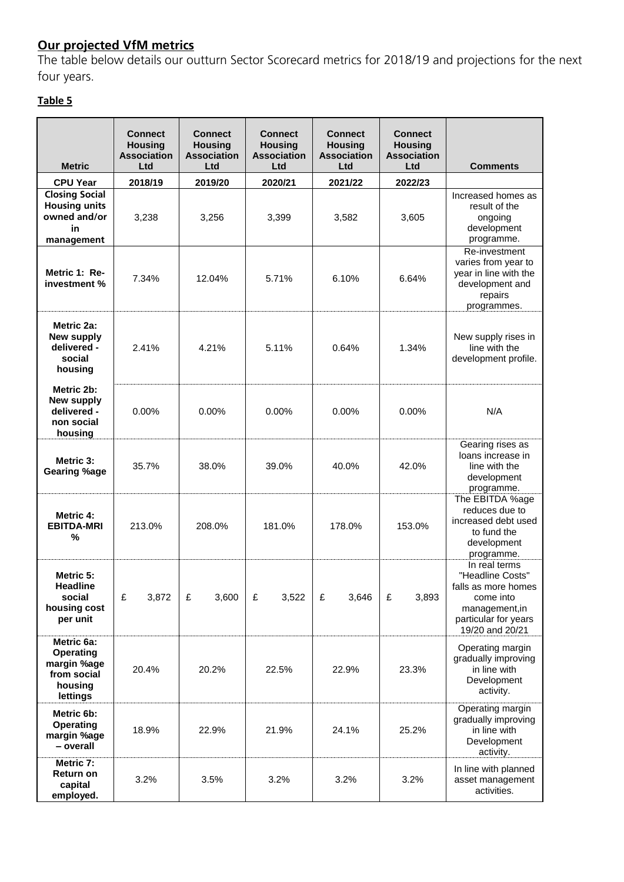## Our projected VfM metrics

The table below details our outturn Sector Scorecard metrics for 2018/19 and projections for the next four years.

**Table 5**

| Metric | Connect Housing Association Ltd | Connect Housing Association Ltd | Connect Housing Association Ltd | Connect Housing Association Ltd | Connect Housing Association Ltd | Comments |
|---|---|---|---|---|---|---|
| **CPU Year** | **2018/19** | **2019/20** | **2020/21** | **2021/22** | **2022/23** | |
| **Closing Social Housing units owned and/or in management** | 3,238 | 3,256 | 3,399 | 3,582 | 3,605 | Increased homes as result of the ongoing development programme. |
| **Metric 1: Re-investment %** | 7.34% | 12.04% | 5.71% | 6.10% | 6.64% | Re-investment varies from year to year in line with the development and repairs programmes. |
| **Metric 2a: New supply delivered - social housing** | 2.41% | 4.21% | 5.11% | 0.64% | 1.34% | New supply rises in line with the development profile. |
| **Metric 2b: New supply delivered - non social housing** | 0.00% | 0.00% | 0.00% | 0.00% | 0.00% | N/A |
| **Metric 3: Gearing %age** | 35.7% | 38.0% | 39.0% | 40.0% | 42.0% | Gearing rises as loans increase in line with the development programme. |
| **Metric 4: EBITDA-MRI %** | 213.0% | 208.0% | 181.0% | 178.0% | 153.0% | The EBITDA %age reduces due to increased debt used to fund the development programme. |
| **Metric 5: Headline social housing cost per unit** | £ 3,872 | £ 3,600 | £ 3,522 | £ 3,646 | £ 3,893 | In real terms "Headline Costs" falls as more homes come into management,in particular for years 19/20 and 20/21 |
| **Metric 6a: Operating margin %age from social housing lettings** | 20.4% | 20.2% | 22.5% | 22.9% | 23.3% | Operating margin gradually improving in line with Development activity. |
| **Metric 6b: Operating margin %age – overall** | 18.9% | 22.9% | 21.9% | 24.1% | 25.2% | Operating margin gradually improving in line with Development activity. |
| **Metric 7: Return on capital employed.** | 3.2% | 3.5% | 3.2% | 3.2% | 3.2% | In line with planned asset management activities. |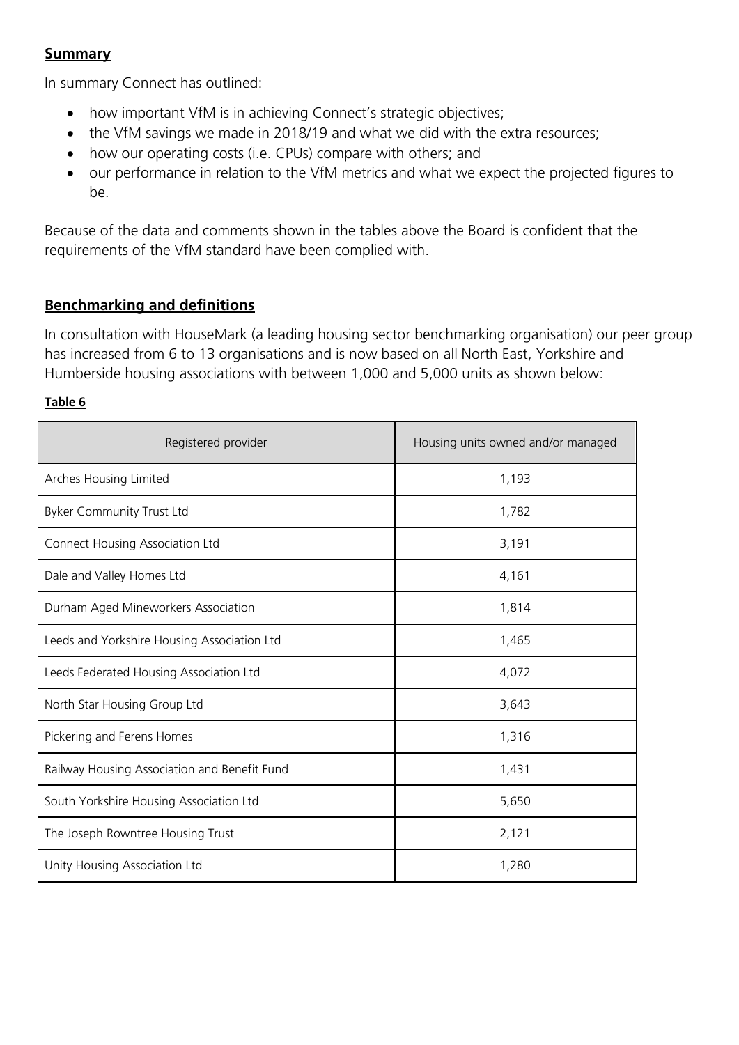## Summary

In summary Connect has outlined:

- how important VfM is in achieving Connect's strategic objectives;
- the VfM savings we made in 2018/19 and what we did with the extra resources;
- how our operating costs (i.e. CPUs) compare with others; and
- our performance in relation to the VfM metrics and what we expect the projected figures to be.

Because of the data and comments shown in the tables above the Board is confident that the requirements of the VfM standard have been complied with.

## Benchmarking and definitions

In consultation with HouseMark (a leading housing sector benchmarking organisation) our peer group has increased from 6 to 13 organisations and is now based on all North East, Yorkshire and Humberside housing associations with between 1,000 and 5,000 units as shown below:

**Table 6**

| Registered provider | Housing units owned and/or managed |
|---|---|
| Arches Housing Limited | 1,193 |
| Byker Community Trust Ltd | 1,782 |
| Connect Housing Association Ltd | 3,191 |
| Dale and Valley Homes Ltd | 4,161 |
| Durham Aged Mineworkers Association | 1,814 |
| Leeds and Yorkshire Housing Association Ltd | 1,465 |
| Leeds Federated Housing Association Ltd | 4,072 |
| North Star Housing Group Ltd | 3,643 |
| Pickering and Ferens Homes | 1,316 |
| Railway Housing Association and Benefit Fund | 1,431 |
| South Yorkshire Housing Association Ltd | 5,650 |
| The Joseph Rowntree Housing Trust | 2,121 |
| Unity Housing Association Ltd | 1,280 |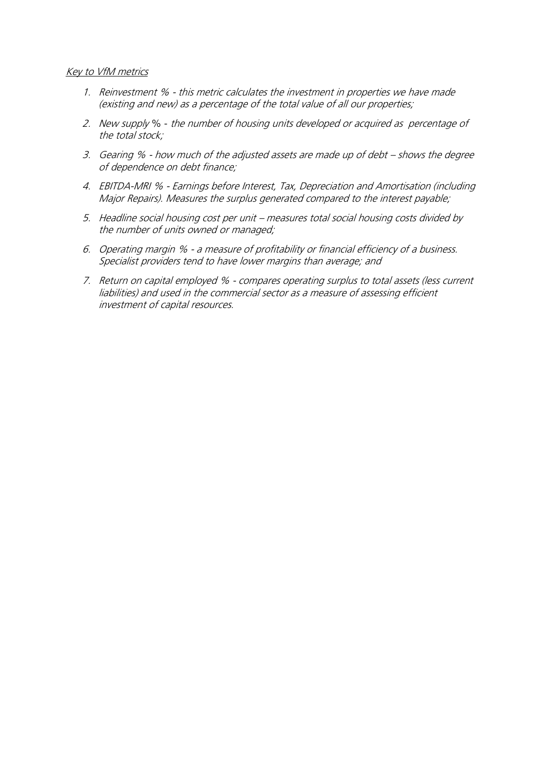*Key to VfM metrics*

1. *Reinvestment % - this metric calculates the investment in properties we have made (existing and new) as a percentage of the total value of all our properties;*
2. *New supply % - the number of housing units developed or acquired as percentage of the total stock;*
3. *Gearing % - how much of the adjusted assets are made up of debt – shows the degree of dependence on debt finance;*
4. *EBITDA-MRI % - Earnings before Interest, Tax, Depreciation and Amortisation (including Major Repairs). Measures the surplus generated compared to the interest payable;*
5. *Headline social housing cost per unit – measures total social housing costs divided by the number of units owned or managed;*
6. *Operating margin % - a measure of profitability or financial efficiency of a business. Specialist providers tend to have lower margins than average; and*
7. *Return on capital employed % - compares operating surplus to total assets (less current liabilities) and used in the commercial sector as a measure of assessing efficient investment of capital resources.*